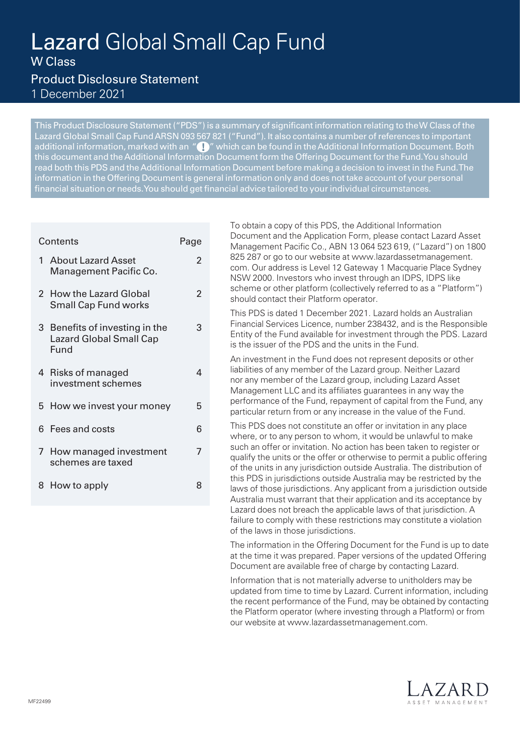# Lazard Global Small Cap Fund

## W Class

## Product Disclosure Statement

1 December 2021

This Product Disclosure Statement ("PDS") is a summary of significant information relating to the W Class of the Lazard Global Small Cap Fund ARSN 093 567 821 ("Fund"). It also contains a number of references to important additional information, marked with an "!" which can be found in the Additional Information Document. Both this document and the Additional Information Document form the Offering Document for the Fund. You should read both this PDS and the Additional Information Document before making a decision to invest in the Fund. The information in the Offering Document is general information only and does not take account of your personal financial situation or needs. You should get financial advice tailored to your individual circumstances.

| Contents | Page |
|---|---|
| 1 About Lazard Asset Management Pacific Co. | 2 |
| 2 How the Lazard Global Small Cap Fund works | 2 |
| 3 Benefits of investing in the Lazard Global Small Cap Fund | 3 |
| 4 Risks of managed investment schemes | 4 |
| 5 How we invest your money | 5 |
| 6 Fees and costs | 6 |
| 7 How managed investment schemes are taxed | 7 |
| 8 How to apply | 8 |

To obtain a copy of this PDS, the Additional Information Document and the Application Form, please contact Lazard Asset Management Pacific Co., ABN 13 064 523 619, ("Lazard") on 1800 825 287 or go to our website at www.lazardassetmanagement.com. Our address is Level 12 Gateway 1 Macquarie Place Sydney NSW 2000. Investors who invest through an IDPS, IDPS like scheme or other platform (collectively referred to as a "Platform") should contact their Platform operator.

This PDS is dated 1 December 2021. Lazard holds an Australian Financial Services Licence, number 238432, and is the Responsible Entity of the Fund available for investment through the PDS. Lazard is the issuer of the PDS and the units in the Fund.

An investment in the Fund does not represent deposits or other liabilities of any member of the Lazard group. Neither Lazard nor any member of the Lazard group, including Lazard Asset Management LLC and its affiliates guarantees in any way the performance of the Fund, repayment of capital from the Fund, any particular return from or any increase in the value of the Fund.

This PDS does not constitute an offer or invitation in any place where, or to any person to whom, it would be unlawful to make such an offer or invitation. No action has been taken to register or qualify the units or the offer or otherwise to permit a public offering of the units in any jurisdiction outside Australia. The distribution of this PDS in jurisdictions outside Australia may be restricted by the laws of those jurisdictions. Any applicant from a jurisdiction outside Australia must warrant that their application and its acceptance by Lazard does not breach the applicable laws of that jurisdiction. A failure to comply with these restrictions may constitute a violation of the laws in those jurisdictions.

The information in the Offering Document for the Fund is up to date at the time it was prepared. Paper versions of the updated Offering Document are available free of charge by contacting Lazard.

Information that is not materially adverse to unitholders may be updated from time to time by Lazard. Current information, including the recent performance of the Fund, may be obtained by contacting the Platform operator (where investing through a Platform) or from our website at www.lazardassetmanagement.com.

MF22499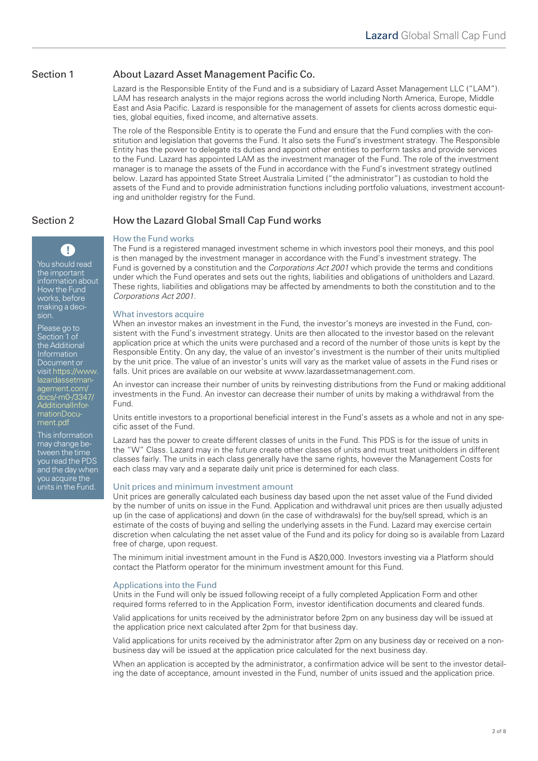## Section 1

## About Lazard Asset Management Pacific Co.

Lazard is the Responsible Entity of the Fund and is a subsidiary of Lazard Asset Management LLC ("LAM"). LAM has research analysts in the major regions across the world including North America, Europe, Middle East and Asia Pacific. Lazard is responsible for the management of assets for clients across domestic equities, global equities, fixed income, and alternative assets.

The role of the Responsible Entity is to operate the Fund and ensure that the Fund complies with the constitution and legislation that governs the Fund. It also sets the Fund's investment strategy. The Responsible Entity has the power to delegate its duties and appoint other entities to perform tasks and provide services to the Fund. Lazard has appointed LAM as the investment manager of the Fund. The role of the investment manager is to manage the assets of the Fund in accordance with the Fund's investment strategy outlined below. Lazard has appointed State Street Australia Limited ("the administrator") as custodian to hold the assets of the Fund and to provide administration functions including portfolio valuations, investment accounting and unitholder registry for the Fund.

## Section 2

## How the Lazard Global Small Cap Fund works

> **!**
>
> You should read the important information about How the Fund works, before making a decision.
>
> Please go to Section 1 of the Additional Information Document or visit https://www.lazardassetmanagement.com/docs/-m0-/3347/AdditionalInformationDocument.pdf
>
> This information may change between the time you read the PDS and the day when you acquire the units in the Fund.

### How the Fund works

The Fund is a registered managed investment scheme in which investors pool their moneys, and this pool is then managed by the investment manager in accordance with the Fund's investment strategy. The Fund is governed by a constitution and the *Corporations Act 2001* which provide the terms and conditions under which the Fund operates and sets out the rights, liabilities and obligations of unitholders and Lazard. These rights, liabilities and obligations may be affected by amendments to both the constitution and to the *Corporations Act 2001*.

### What investors acquire

When an investor makes an investment in the Fund, the investor's moneys are invested in the Fund, consistent with the Fund's investment strategy. Units are then allocated to the investor based on the relevant application price at which the units were purchased and a record of the number of those units is kept by the Responsible Entity. On any day, the value of an investor's investment is the number of their units multiplied by the unit price. The value of an investor's units will vary as the market value of assets in the Fund rises or falls. Unit prices are available on our website at www.lazardassetmanagement.com.

An investor can increase their number of units by reinvesting distributions from the Fund or making additional investments in the Fund. An investor can decrease their number of units by making a withdrawal from the Fund.

Units entitle investors to a proportional beneficial interest in the Fund's assets as a whole and not in any specific asset of the Fund.

Lazard has the power to create different classes of units in the Fund. This PDS is for the issue of units in the "W" Class. Lazard may in the future create other classes of units and must treat unitholders in different classes fairly. The units in each class generally have the same rights, however the Management Costs for each class may vary and a separate daily unit price is determined for each class.

### Unit prices and minimum investment amount

Unit prices are generally calculated each business day based upon the net asset value of the Fund divided by the number of units on issue in the Fund. Application and withdrawal unit prices are then usually adjusted up (in the case of applications) and down (in the case of withdrawals) for the buy/sell spread, which is an estimate of the costs of buying and selling the underlying assets in the Fund. Lazard may exercise certain discretion when calculating the net asset value of the Fund and its policy for doing so is available from Lazard free of charge, upon request.

The minimum initial investment amount in the Fund is A$20,000. Investors investing via a Platform should contact the Platform operator for the minimum investment amount for this Fund.

### Applications into the Fund

Units in the Fund will only be issued following receipt of a fully completed Application Form and other required forms referred to in the Application Form, investor identification documents and cleared funds.

Valid applications for units received by the administrator before 2pm on any business day will be issued at the application price next calculated after 2pm for that business day.

Valid applications for units received by the administrator after 2pm on any business day or received on a non-business day will be issued at the application price calculated for the next business day.

When an application is accepted by the administrator, a confirmation advice will be sent to the investor detailing the date of acceptance, amount invested in the Fund, number of units issued and the application price.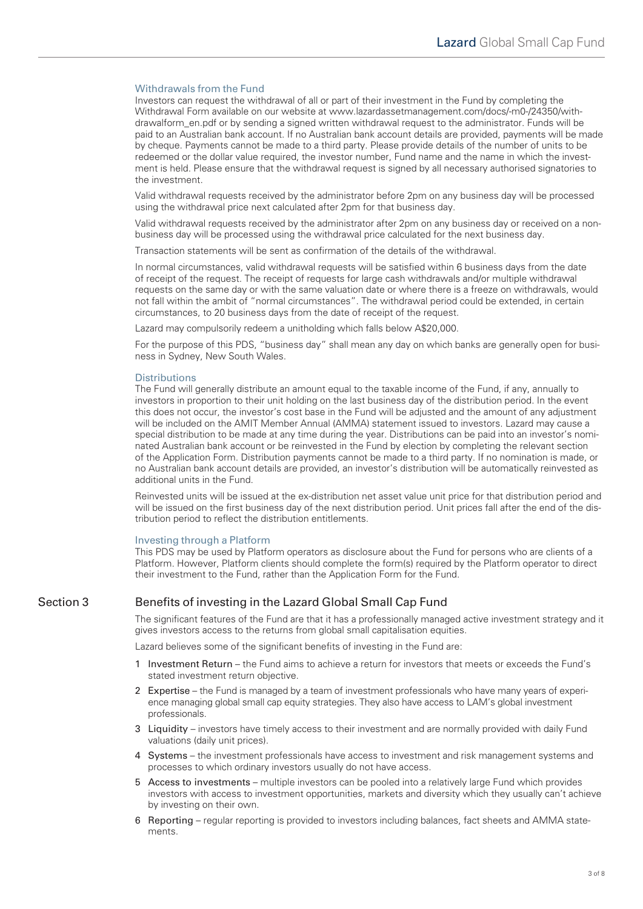### Withdrawals from the Fund

Investors can request the withdrawal of all or part of their investment in the Fund by completing the Withdrawal Form available on our website at www.lazardassetmanagement.com/docs/-m0-/24350/withdrawalform_en.pdf or by sending a signed written withdrawal request to the administrator. Funds will be paid to an Australian bank account. If no Australian bank account details are provided, payments will be made by cheque. Payments cannot be made to a third party. Please provide details of the number of units to be redeemed or the dollar value required, the investor number, Fund name and the name in which the investment is held. Please ensure that the withdrawal request is signed by all necessary authorised signatories to the investment.

Valid withdrawal requests received by the administrator before 2pm on any business day will be processed using the withdrawal price next calculated after 2pm for that business day.

Valid withdrawal requests received by the administrator after 2pm on any business day or received on a non-business day will be processed using the withdrawal price calculated for the next business day.

Transaction statements will be sent as confirmation of the details of the withdrawal.

In normal circumstances, valid withdrawal requests will be satisfied within 6 business days from the date of receipt of the request. The receipt of requests for large cash withdrawals and/or multiple withdrawal requests on the same day or with the same valuation date or where there is a freeze on withdrawals, would not fall within the ambit of "normal circumstances". The withdrawal period could be extended, in certain circumstances, to 20 business days from the date of receipt of the request.

Lazard may compulsorily redeem a unitholding which falls below A$20,000.

For the purpose of this PDS, "business day" shall mean any day on which banks are generally open for business in Sydney, New South Wales.

### Distributions

The Fund will generally distribute an amount equal to the taxable income of the Fund, if any, annually to investors in proportion to their unit holding on the last business day of the distribution period. In the event this does not occur, the investor's cost base in the Fund will be adjusted and the amount of any adjustment will be included on the AMIT Member Annual (AMMA) statement issued to investors. Lazard may cause a special distribution to be made at any time during the year. Distributions can be paid into an investor's nominated Australian bank account or be reinvested in the Fund by election by completing the relevant section of the Application Form. Distribution payments cannot be made to a third party. If no nomination is made, or no Australian bank account details are provided, an investor's distribution will be automatically reinvested as additional units in the Fund.

Reinvested units will be issued at the ex-distribution net asset value unit price for that distribution period and will be issued on the first business day of the next distribution period. Unit prices fall after the end of the distribution period to reflect the distribution entitlements.

### Investing through a Platform

This PDS may be used by Platform operators as disclosure about the Fund for persons who are clients of a Platform. However, Platform clients should complete the form(s) required by the Platform operator to direct their investment to the Fund, rather than the Application Form for the Fund.

## Section 3 Benefits of investing in the Lazard Global Small Cap Fund

The significant features of the Fund are that it has a professionally managed active investment strategy and it gives investors access to the returns from global small capitalisation equities.

Lazard believes some of the significant benefits of investing in the Fund are:

1. Investment Return – the Fund aims to achieve a return for investors that meets or exceeds the Fund's stated investment return objective.
2. Expertise – the Fund is managed by a team of investment professionals who have many years of experience managing global small cap equity strategies. They also have access to LAM's global investment professionals.
3. Liquidity – investors have timely access to their investment and are normally provided with daily Fund valuations (daily unit prices).
4. Systems – the investment professionals have access to investment and risk management systems and processes to which ordinary investors usually do not have access.
5. Access to investments – multiple investors can be pooled into a relatively large Fund which provides investors with access to investment opportunities, markets and diversity which they usually can't achieve by investing on their own.
6. Reporting – regular reporting is provided to investors including balances, fact sheets and AMMA statements.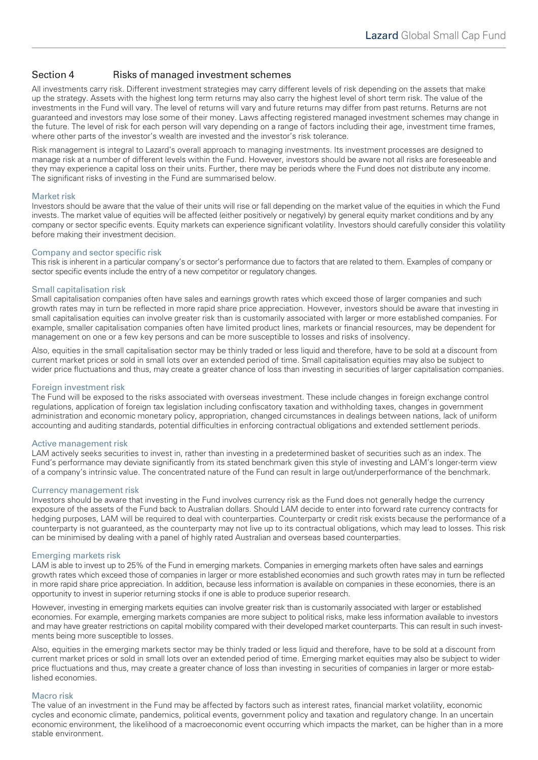## Section 4 Risks of managed investment schemes

All investments carry risk. Different investment strategies may carry different levels of risk depending on the assets that make up the strategy. Assets with the highest long term returns may also carry the highest level of short term risk. The value of the investments in the Fund will vary. The level of returns will vary and future returns may differ from past returns. Returns are not guaranteed and investors may lose some of their money. Laws affecting registered managed investment schemes may change in the future. The level of risk for each person will vary depending on a range of factors including their age, investment time frames, where other parts of the investor's wealth are invested and the investor's risk tolerance.

Risk management is integral to Lazard's overall approach to managing investments. Its investment processes are designed to manage risk at a number of different levels within the Fund. However, investors should be aware not all risks are foreseeable and they may experience a capital loss on their units. Further, there may be periods where the Fund does not distribute any income. The significant risks of investing in the Fund are summarised below.

### Market risk

Investors should be aware that the value of their units will rise or fall depending on the market value of the equities in which the Fund invests. The market value of equities will be affected (either positively or negatively) by general equity market conditions and by any company or sector specific events. Equity markets can experience significant volatility. Investors should carefully consider this volatility before making their investment decision.

### Company and sector specific risk

This risk is inherent in a particular company's or sector's performance due to factors that are related to them. Examples of company or sector specific events include the entry of a new competitor or regulatory changes.

### Small capitalisation risk

Small capitalisation companies often have sales and earnings growth rates which exceed those of larger companies and such growth rates may in turn be reflected in more rapid share price appreciation. However, investors should be aware that investing in small capitalisation equities can involve greater risk than is customarily associated with larger or more established companies. For example, smaller capitalisation companies often have limited product lines, markets or financial resources, may be dependent for management on one or a few key persons and can be more susceptible to losses and risks of insolvency.

Also, equities in the small capitalisation sector may be thinly traded or less liquid and therefore, have to be sold at a discount from current market prices or sold in small lots over an extended period of time. Small capitalisation equities may also be subject to wider price fluctuations and thus, may create a greater chance of loss than investing in securities of larger capitalisation companies.

### Foreign investment risk

The Fund will be exposed to the risks associated with overseas investment. These include changes in foreign exchange control regulations, application of foreign tax legislation including confiscatory taxation and withholding taxes, changes in government administration and economic monetary policy, appropriation, changed circumstances in dealings between nations, lack of uniform accounting and auditing standards, potential difficulties in enforcing contractual obligations and extended settlement periods.

### Active management risk

LAM actively seeks securities to invest in, rather than investing in a predetermined basket of securities such as an index. The Fund's performance may deviate significantly from its stated benchmark given this style of investing and LAM's longer-term view of a company's intrinsic value. The concentrated nature of the Fund can result in large out/underperformance of the benchmark.

### Currency management risk

Investors should be aware that investing in the Fund involves currency risk as the Fund does not generally hedge the currency exposure of the assets of the Fund back to Australian dollars. Should LAM decide to enter into forward rate currency contracts for hedging purposes, LAM will be required to deal with counterparties. Counterparty or credit risk exists because the performance of a counterparty is not guaranteed, as the counterparty may not live up to its contractual obligations, which may lead to losses. This risk can be minimised by dealing with a panel of highly rated Australian and overseas based counterparties.

### Emerging markets risk

LAM is able to invest up to 25% of the Fund in emerging markets. Companies in emerging markets often have sales and earnings growth rates which exceed those of companies in larger or more established economies and such growth rates may in turn be reflected in more rapid share price appreciation. In addition, because less information is available on companies in these economies, there is an opportunity to invest in superior returning stocks if one is able to produce superior research.

However, investing in emerging markets equities can involve greater risk than is customarily associated with larger or established economies. For example, emerging markets companies are more subject to political risks, make less information available to investors and may have greater restrictions on capital mobility compared with their developed market counterparts. This can result in such investments being more susceptible to losses.

Also, equities in the emerging markets sector may be thinly traded or less liquid and therefore, have to be sold at a discount from current market prices or sold in small lots over an extended period of time. Emerging market equities may also be subject to wider price fluctuations and thus, may create a greater chance of loss than investing in securities of companies in larger or more established economies.

### Macro risk

The value of an investment in the Fund may be affected by factors such as interest rates, financial market volatility, economic cycles and economic climate, pandemics, political events, government policy and taxation and regulatory change. In an uncertain economic environment, the likelihood of a macroeconomic event occurring which impacts the market, can be higher than in a more stable environment.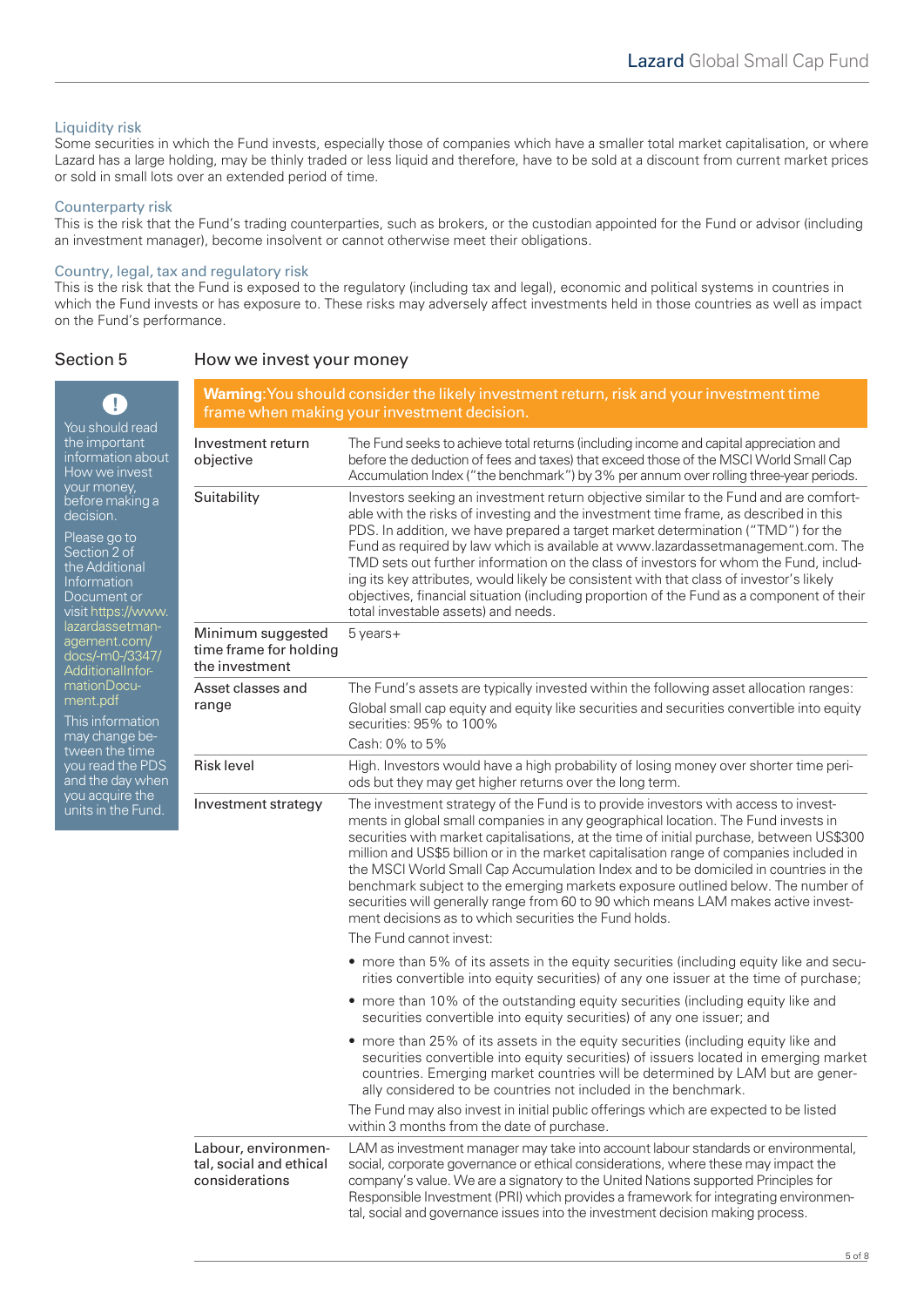### Liquidity risk

Some securities in which the Fund invests, especially those of companies which have a smaller total market capitalisation, or where Lazard has a large holding, may be thinly traded or less liquid and therefore, have to be sold at a discount from current market prices or sold in small lots over an extended period of time.

### Counterparty risk

This is the risk that the Fund's trading counterparties, such as brokers, or the custodian appointed for the Fund or advisor (including an investment manager), become insolvent or cannot otherwise meet their obligations.

### Country, legal, tax and regulatory risk

This is the risk that the Fund is exposed to the regulatory (including tax and legal), economic and political systems in countries in which the Fund invests or has exposure to. These risks may adversely affect investments held in those countries as well as impact on the Fund's performance.

## Section 5 How we invest your money

> You should read the important information about How we invest your money, before making a decision.
>
> Please go to Section 2 of the Additional Information Document or visit https://www.lazardassetmanagement.com/docs/-m0-/3347/AdditionalInformationDocument.pdf
>
> This information may change between the time you read the PDS and the day when you acquire the units in the Fund.

**Warning**: You should consider the likely investment return, risk and your investment time frame when making your investment decision.

| | |
|---|---|
| Investment return objective | The Fund seeks to achieve total returns (including income and capital appreciation and before the deduction of fees and taxes) that exceed those of the MSCI World Small Cap Accumulation Index ("the benchmark") by 3% per annum over rolling three-year periods. |
| Suitability | Investors seeking an investment return objective similar to the Fund and are comfortable with the risks of investing and the investment time frame, as described in this PDS. In addition, we have prepared a target market determination ("TMD") for the Fund as required by law which is available at www.lazardassetmanagement.com. The TMD sets out further information on the class of investors for whom the Fund, including its key attributes, would likely be consistent with that class of investor's likely objectives, financial situation (including proportion of the Fund as a component of their total investable assets) and needs. |
| Minimum suggested time frame for holding the investment | 5 years+ |
| Asset classes and range | The Fund's assets are typically invested within the following asset allocation ranges:<br>Global small cap equity and equity like securities and securities convertible into equity securities: 95% to 100%<br>Cash: 0% to 5% |
| Risk level | High. Investors would have a high probability of losing money over shorter time periods but they may get higher returns over the long term. |
| Investment strategy | The investment strategy of the Fund is to provide investors with access to investments in global small companies in any geographical location. The Fund invests in securities with market capitalisations, at the time of initial purchase, between US$300 million and US$5 billion or in the market capitalisation range of companies included in the MSCI World Small Cap Accumulation Index and to be domiciled in countries in the benchmark subject to the emerging markets exposure outlined below. The number of securities will generally range from 60 to 90 which means LAM makes active investment decisions as to which securities the Fund holds.<br>The Fund cannot invest:<br>• more than 5% of its assets in the equity securities (including equity like and securities convertible into equity securities) of any one issuer at the time of purchase;<br>• more than 10% of the outstanding equity securities (including equity like and securities convertible into equity securities) of any one issuer; and<br>• more than 25% of its assets in the equity securities (including equity like and securities convertible into equity securities) of issuers located in emerging market countries. Emerging market countries will be determined by LAM but are generally considered to be countries not included in the benchmark.<br>The Fund may also invest in initial public offerings which are expected to be listed within 3 months from the date of purchase. |
| Labour, environmental, social and ethical considerations | LAM as investment manager may take into account labour standards or environmental, social, corporate governance or ethical considerations, where these may impact the company's value. We are a signatory to the United Nations supported Principles for Responsible Investment (PRI) which provides a framework for integrating environmental, social and governance issues into the investment decision making process. |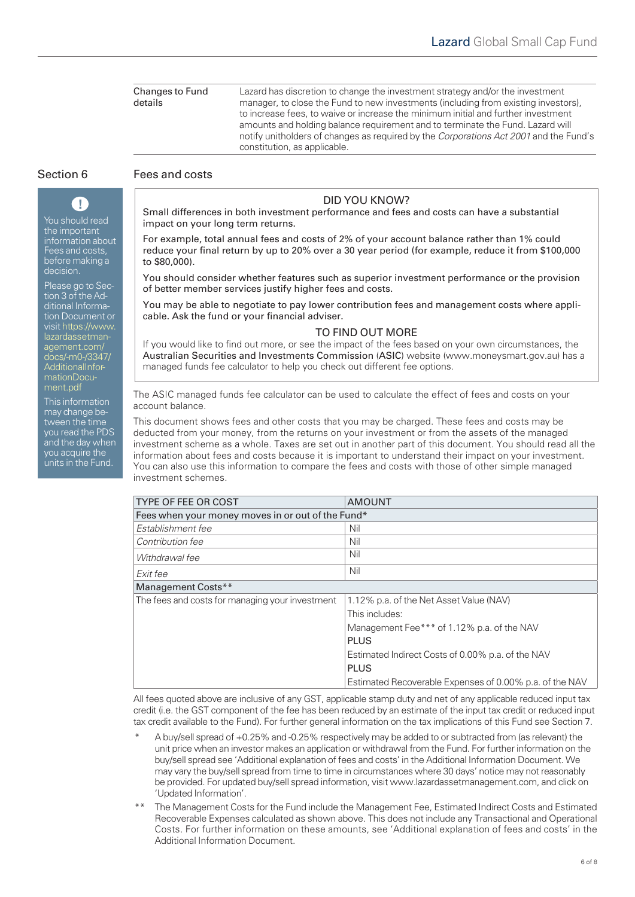| Changes to Fund details | Lazard has discretion to change the investment strategy and/or the investment manager, to close the Fund to new investments (including from existing investors), to increase fees, to waive or increase the minimum initial and further investment amounts and holding balance requirement and to terminate the Fund. Lazard will notify unitholders of changes as required by the *Corporations Act 2001* and the Fund's constitution, as applicable. |
|---|---|

## Section 6 Fees and costs

You should read the important information about Fees and costs, before making a decision.

Please go to Section 3 of the Additional Information Document or visit https://www.lazardassetmanagement.com/docs/-m0-/3347/AdditionalInformationDocument.pdf

This information may change between the time you read the PDS and the day when you acquire the units in the Fund.

**DID YOU KNOW?**

Small differences in both investment performance and fees and costs can have a substantial impact on your long term returns.

For example, total annual fees and costs of 2% of your account balance rather than 1% could reduce your final return by up to 20% over a 30 year period (for example, reduce it from $100,000 to $80,000).

You should consider whether features such as superior investment performance or the provision of better member services justify higher fees and costs.

You may be able to negotiate to pay lower contribution fees and management costs where applicable. Ask the fund or your financial adviser.

**TO FIND OUT MORE**

If you would like to find out more, or see the impact of the fees based on your own circumstances, the Australian Securities and Investments Commission (ASIC) website (www.moneysmart.gov.au) has a managed funds fee calculator to help you check out different fee options.

The ASIC managed funds fee calculator can be used to calculate the effect of fees and costs on your account balance.

This document shows fees and other costs that you may be charged. These fees and costs may be deducted from your money, from the returns on your investment or from the assets of the managed investment scheme as a whole. Taxes are set out in another part of this document. You should read all the information about fees and costs because it is important to understand their impact on your investment. You can also use this information to compare the fees and costs with those of other simple managed investment schemes.

| TYPE OF FEE OR COST | AMOUNT |
|---|---|
| Fees when your money moves in or out of the Fund* | |
| *Establishment fee* | Nil |
| *Contribution fee* | Nil |
| *Withdrawal fee* | Nil |
| *Exit fee* | Nil |
| Management Costs** | |
| The fees and costs for managing your investment | 1.12% p.a. of the Net Asset Value (NAV)<br>This includes:<br>Management Fee*** of 1.12% p.a. of the NAV<br>PLUS<br>Estimated Indirect Costs of 0.00% p.a. of the NAV<br>PLUS<br>Estimated Recoverable Expenses of 0.00% p.a. of the NAV |

All fees quoted above are inclusive of any GST, applicable stamp duty and net of any applicable reduced input tax credit (i.e. the GST component of the fee has been reduced by an estimate of the input tax credit or reduced input tax credit available to the Fund). For further general information on the tax implications of this Fund see Section 7.

\* A buy/sell spread of +0.25% and -0.25% respectively may be added to or subtracted from (as relevant) the unit price when an investor makes an application or withdrawal from the Fund. For further information on the buy/sell spread see 'Additional explanation of fees and costs' in the Additional Information Document. We may vary the buy/sell spread from time to time in circumstances where 30 days' notice may not reasonably be provided. For updated buy/sell spread information, visit www.lazardassetmanagement.com, and click on 'Updated Information'.

\*\* The Management Costs for the Fund include the Management Fee, Estimated Indirect Costs and Estimated Recoverable Expenses calculated as shown above. This does not include any Transactional and Operational Costs. For further information on these amounts, see 'Additional explanation of fees and costs' in the Additional Information Document.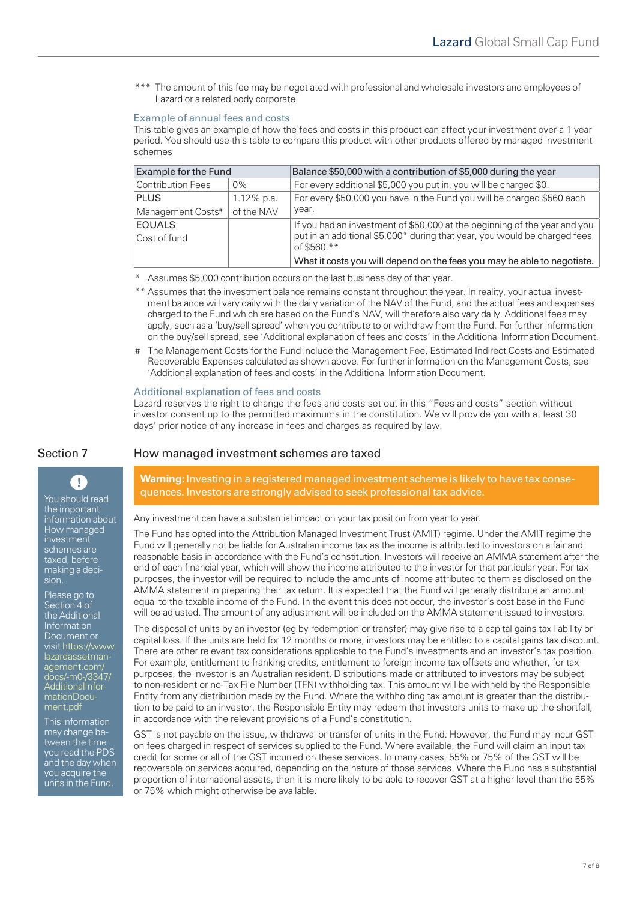\*\*\* The amount of this fee may be negotiated with professional and wholesale investors and employees of Lazard or a related body corporate.

### Example of annual fees and costs

This table gives an example of how the fees and costs in this product can affect your investment over a 1 year period. You should use this table to compare this product with other products offered by managed investment schemes

| Example for the Fund | | Balance $50,000 with a contribution of $5,000 during the year |
|---|---|---|
| Contribution Fees | 0% | For every additional $5,000 you put in, you will be charged $0. |
| PLUS<br>Management Costs# | 1.12% p.a. of the NAV | For every $50,000 you have in the Fund you will be charged $560 each year. |
| EQUALS<br>Cost of fund | | If you had an investment of $50,000 at the beginning of the year and you put in an additional $5,000\* during that year, you would be charged fees of $560.\*\*<br>What it costs you will depend on the fees you may be able to negotiate. |

\* Assumes $5,000 contribution occurs on the last business day of that year.

\*\* Assumes that the investment balance remains constant throughout the year. In reality, your actual investment balance will vary daily with the daily variation of the NAV of the Fund, and the actual fees and expenses charged to the Fund which are based on the Fund's NAV, will therefore also vary daily. Additional fees may apply, such as a 'buy/sell spread' when you contribute to or withdraw from the Fund. For further information on the buy/sell spread, see 'Additional explanation of fees and costs' in the Additional Information Document.

\# The Management Costs for the Fund include the Management Fee, Estimated Indirect Costs and Estimated Recoverable Expenses calculated as shown above. For further information on the Management Costs, see 'Additional explanation of fees and costs' in the Additional Information Document.

### Additional explanation of fees and costs

Lazard reserves the right to change the fees and costs set out in this "Fees and costs" section without investor consent up to the permitted maximums in the constitution. We will provide you with at least 30 days' prior notice of any increase in fees and charges as required by law.

## Section 7 How managed investment schemes are taxed

You should read the important information about How managed investment schemes are taxed, before making a decision.

Please go to Section 4 of the Additional Information Document or visit https://www.lazardassetmanagement.com/docs/-m0-/3347/AdditionalInformationDocument.pdf

This information may change between the time you read the PDS and the day when you acquire the units in the Fund.

**Warning:** Investing in a registered managed investment scheme is likely to have tax consequences. Investors are strongly advised to seek professional tax advice.

Any investment can have a substantial impact on your tax position from year to year.

The Fund has opted into the Attribution Managed Investment Trust (AMIT) regime. Under the AMIT regime the Fund will generally not be liable for Australian income tax as the income is attributed to investors on a fair and reasonable basis in accordance with the Fund's constitution. Investors will receive an AMMA statement after the end of each financial year, which will show the income attributed to the investor for that particular year. For tax purposes, the investor will be required to include the amounts of income attributed to them as disclosed on the AMMA statement in preparing their tax return. It is expected that the Fund will generally distribute an amount equal to the taxable income of the Fund. In the event this does not occur, the investor's cost base in the Fund will be adjusted. The amount of any adjustment will be included on the AMMA statement issued to investors.

The disposal of units by an investor (eg by redemption or transfer) may give rise to a capital gains tax liability or capital loss. If the units are held for 12 months or more, investors may be entitled to a capital gains tax discount. There are other relevant tax considerations applicable to the Fund's investments and an investor's tax position. For example, entitlement to franking credits, entitlement to foreign income tax offsets and whether, for tax purposes, the investor is an Australian resident. Distributions made or attributed to investors may be subject to non-resident or no-Tax File Number (TFN) withholding tax. This amount will be withheld by the Responsible Entity from any distribution made by the Fund. Where the withholding tax amount is greater than the distribution to be paid to an investor, the Responsible Entity may redeem that investors units to make up the shortfall, in accordance with the relevant provisions of a Fund's constitution.

GST is not payable on the issue, withdrawal or transfer of units in the Fund. However, the Fund may incur GST on fees charged in respect of services supplied to the Fund. Where available, the Fund will claim an input tax credit for some or all of the GST incurred on these services. In many cases, 55% or 75% of the GST will be recoverable on services acquired, depending on the nature of those services. Where the Fund has a substantial proportion of international assets, then it is more likely to be able to recover GST at a higher level than the 55% or 75% which might otherwise be available.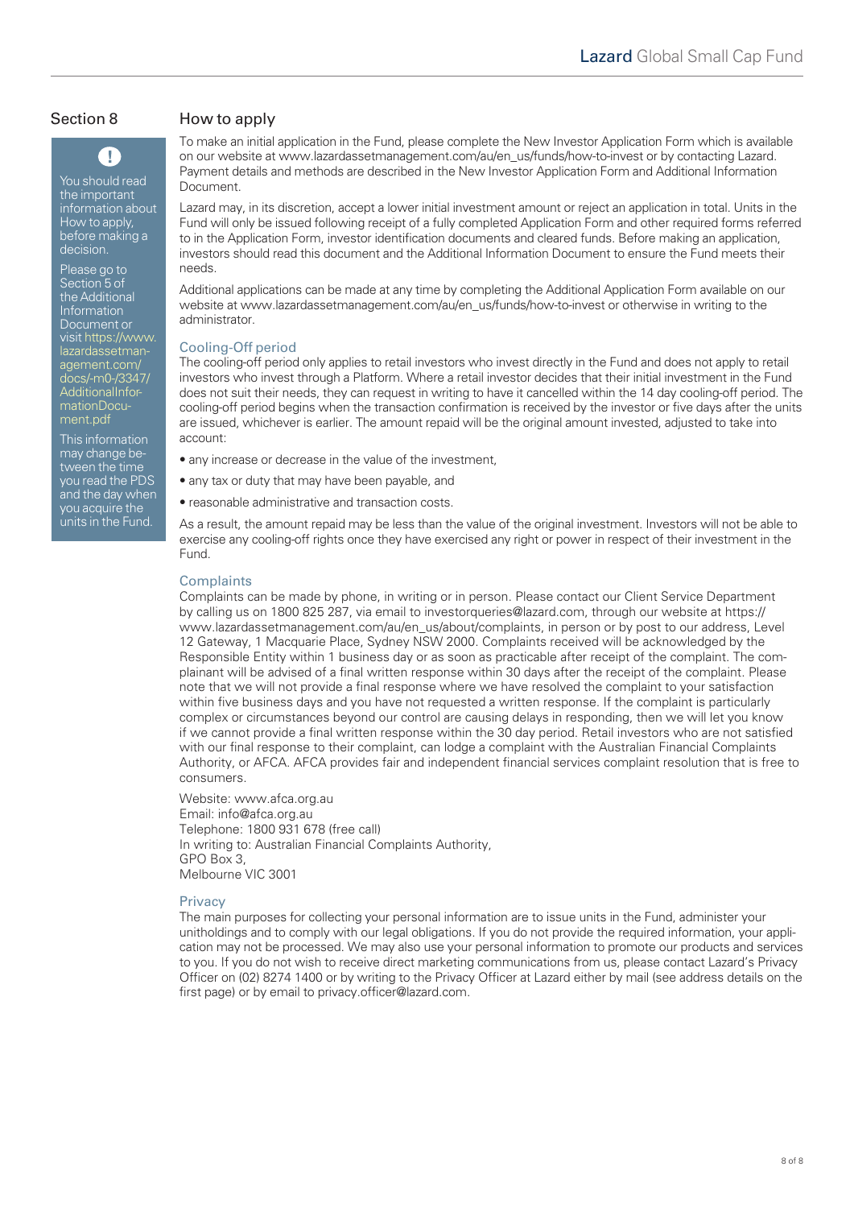## Section 8

## How to apply

You should read the important information about How to apply, before making a decision.

Please go to Section 5 of the Additional Information Document or visit https://www.lazardassetmanagement.com/docs/-m0-/3347/AdditionalInformationDocument.pdf

This information may change between the time you read the PDS and the day when you acquire the units in the Fund.

To make an initial application in the Fund, please complete the New Investor Application Form which is available on our website at www.lazardassetmanagement.com/au/en_us/funds/how-to-invest or by contacting Lazard. Payment details and methods are described in the New Investor Application Form and Additional Information Document.

Lazard may, in its discretion, accept a lower initial investment amount or reject an application in total. Units in the Fund will only be issued following receipt of a fully completed Application Form and other required forms referred to in the Application Form, investor identification documents and cleared funds. Before making an application, investors should read this document and the Additional Information Document to ensure the Fund meets their needs.

Additional applications can be made at any time by completing the Additional Application Form available on our website at www.lazardassetmanagement.com/au/en_us/funds/how-to-invest or otherwise in writing to the administrator.

### Cooling-Off period

The cooling-off period only applies to retail investors who invest directly in the Fund and does not apply to retail investors who invest through a Platform. Where a retail investor decides that their initial investment in the Fund does not suit their needs, they can request in writing to have it cancelled within the 14 day cooling-off period. The cooling-off period begins when the transaction confirmation is received by the investor or five days after the units are issued, whichever is earlier. The amount repaid will be the original amount invested, adjusted to take into account:

- any increase or decrease in the value of the investment,
- any tax or duty that may have been payable, and
- reasonable administrative and transaction costs.

As a result, the amount repaid may be less than the value of the original investment. Investors will not be able to exercise any cooling-off rights once they have exercised any right or power in respect of their investment in the Fund.

### Complaints

Complaints can be made by phone, in writing or in person. Please contact our Client Service Department by calling us on 1800 825 287, via email to investorqueries@lazard.com, through our website at https://www.lazardassetmanagement.com/au/en_us/about/complaints, in person or by post to our address, Level 12 Gateway, 1 Macquarie Place, Sydney NSW 2000. Complaints received will be acknowledged by the Responsible Entity within 1 business day or as soon as practicable after receipt of the complaint. The complainant will be advised of a final written response within 30 days after the receipt of the complaint. Please note that we will not provide a final response where we have resolved the complaint to your satisfaction within five business days and you have not requested a written response. If the complaint is particularly complex or circumstances beyond our control are causing delays in responding, then we will let you know if we cannot provide a final written response within the 30 day period. Retail investors who are not satisfied with our final response to their complaint, can lodge a complaint with the Australian Financial Complaints Authority, or AFCA. AFCA provides fair and independent financial services complaint resolution that is free to consumers.

Website: www.afca.org.au
Email: info@afca.org.au
Telephone: 1800 931 678 (free call)
In writing to: Australian Financial Complaints Authority,
GPO Box 3,
Melbourne VIC 3001

### Privacy

The main purposes for collecting your personal information are to issue units in the Fund, administer your unitholdings and to comply with our legal obligations. If you do not provide the required information, your application may not be processed. We may also use your personal information to promote our products and services to you. If you do not wish to receive direct marketing communications from us, please contact Lazard's Privacy Officer on (02) 8274 1400 or by writing to the Privacy Officer at Lazard either by mail (see address details on the first page) or by email to privacy.officer@lazard.com.